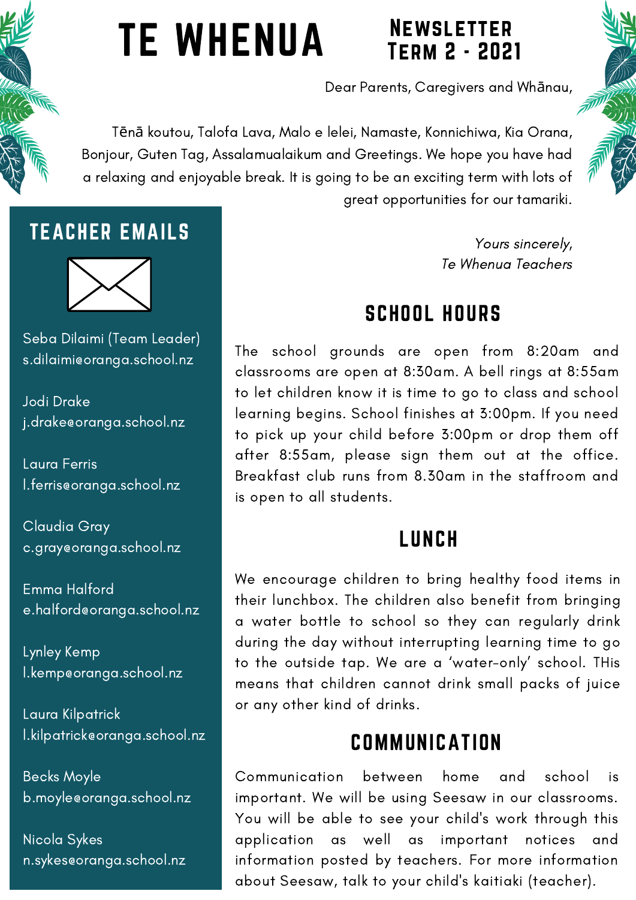# TE WHENUA

## Newsletter Term 2 - 2021

Dear Parents, Caregivers and Whānau,

Tēnā koutou, Talofa Lava, Malo e lelei, Namaste, Konnichiwa, Kia Orana, Bonjour, Guten Tag, Assalamualaikum and Greetings. We hope you have had a relaxing and enjoyable break. It is going to be an exciting term with lots of great opportunities for our tamariki.

*Yours sincerely,*
*Te Whenua Teachers*

## SCHOOL HOURS

The school grounds are open from 8:20am and classrooms are open at 8:30am. A bell rings at 8:55am to let children know it is time to go to class and school learning begins. School finishes at 3:00pm. If you need to pick up your child before 3:00pm or drop them off after 8:55am, please sign them out at the office. Breakfast club runs from 8.30am in the staffroom and is open to all students.

## LUNCH

We encourage children to bring healthy food items in their lunchbox. The children also benefit from bringing a water bottle to school so they can regularly drink during the day without interrupting learning time to go to the outside tap. We are a 'water-only' school. THis means that children cannot drink small packs of juice or any other kind of drinks.

## COMMUNICATION

Communication between home and school is important. We will be using Seesaw in our classrooms. You will be able to see your child's work through this application as well as important notices and information posted by teachers. For more information about Seesaw, talk to your child's kaitiaki (teacher).

## TEACHER EMAILS

Seba Dilaimi (Team Leader)
s.dilaimi@oranga.school.nz

Jodi Drake
j.drake@oranga.school.nz

Laura Ferris
l.ferris@oranga.school.nz

Claudia Gray
c.gray@oranga.school.nz

Emma Halford
e.halford@oranga.school.nz

Lynley Kemp
l.kemp@oranga.school.nz

Laura Kilpatrick
l.kilpatrick@oranga.school.nz

Becks Moyle
b.moyle@oranga.school.nz

Nicola Sykes
n.sykes@oranga.school.nz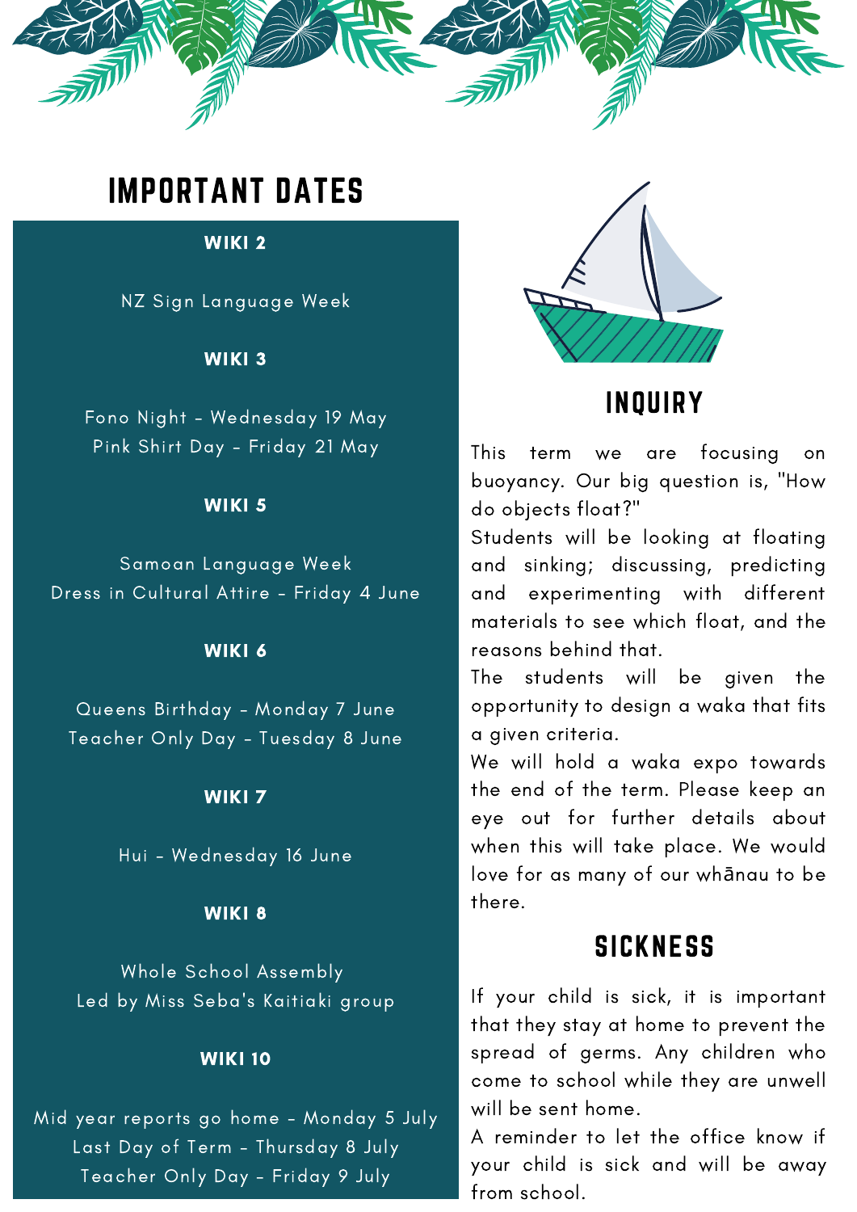## IMPORTANT DATES

**WIKI 2**

NZ Sign Language Week

**WIKI 3**

Fono Night - Wednesday 19 May
Pink Shirt Day - Friday 21 May

**WIKI 5**

Samoan Language Week
Dress in Cultural Attire - Friday 4 June

**WIKI 6**

Queens Birthday - Monday 7 June
Teacher Only Day - Tuesday 8 June

**WIKI 7**

Hui - Wednesday 16 June

**WIKI 8**

Whole School Assembly
Led by Miss Seba's Kaitiaki group

**WIKI 10**

Mid year reports go home - Monday 5 July
Last Day of Term - Thursday 8 July
Teacher Only Day - Friday 9 July

## INQUIRY

This term we are focusing on buoyancy. Our big question is, "How do objects float?"

Students will be looking at floating and sinking; discussing, predicting and experimenting with different materials to see which float, and the reasons behind that.

The students will be given the opportunity to design a waka that fits a given criteria.

We will hold a waka expo towards the end of the term. Please keep an eye out for further details about when this will take place. We would love for as many of our whānau to be there.

## SICKNESS

If your child is sick, it is important that they stay at home to prevent the spread of germs. Any children who come to school while they are unwell will be sent home.

A reminder to let the office know if your child is sick and will be away from school.